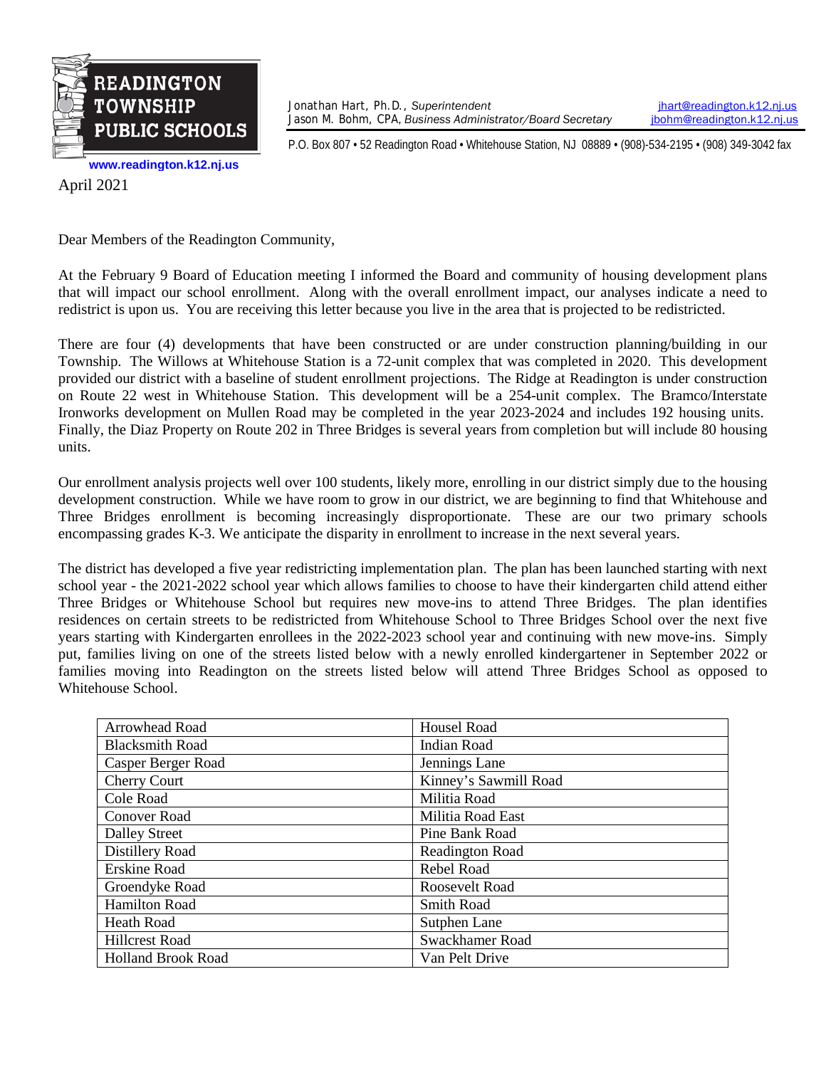**READINGTON TOWNSHIP PUBLIC SCHOOLS**

www.readington.k12.nj.us

Jonathan Hart, Ph.D., *Superintendent* — jhart@readington.k12.nj.us
Jason M. Bohm, CPA, *Business Administrator/Board Secretary* — jbohm@readington.k12.nj.us

P.O. Box 807 • 52 Readington Road • Whitehouse Station, NJ 08889 • (908)-534-2195 • (908) 349-3042 fax

April 2021

Dear Members of the Readington Community,

At the February 9 Board of Education meeting I informed the Board and community of housing development plans that will impact our school enrollment. Along with the overall enrollment impact, our analyses indicate a need to redistrict is upon us. You are receiving this letter because you live in the area that is projected to be redistricted.

There are four (4) developments that have been constructed or are under construction planning/building in our Township. The Willows at Whitehouse Station is a 72-unit complex that was completed in 2020. This development provided our district with a baseline of student enrollment projections. The Ridge at Readington is under construction on Route 22 west in Whitehouse Station. This development will be a 254-unit complex. The Bramco/Interstate Ironworks development on Mullen Road may be completed in the year 2023-2024 and includes 192 housing units. Finally, the Diaz Property on Route 202 in Three Bridges is several years from completion but will include 80 housing units.

Our enrollment analysis projects well over 100 students, likely more, enrolling in our district simply due to the housing development construction. While we have room to grow in our district, we are beginning to find that Whitehouse and Three Bridges enrollment is becoming increasingly disproportionate. These are our two primary schools encompassing grades K-3. We anticipate the disparity in enrollment to increase in the next several years.

The district has developed a five year redistricting implementation plan. The plan has been launched starting with next school year - the 2021-2022 school year which allows families to choose to have their kindergarten child attend either Three Bridges or Whitehouse School but requires new move-ins to attend Three Bridges. The plan identifies residences on certain streets to be redistricted from Whitehouse School to Three Bridges School over the next five years starting with Kindergarten enrollees in the 2022-2023 school year and continuing with new move-ins. Simply put, families living on one of the streets listed below with a newly enrolled kindergartener in September 2022 or families moving into Readington on the streets listed below will attend Three Bridges School as opposed to Whitehouse School.

| | |
|---|---|
| Arrowhead Road | Housel Road |
| Blacksmith Road | Indian Road |
| Casper Berger Road | Jennings Lane |
| Cherry Court | Kinney's Sawmill Road |
| Cole Road | Militia Road |
| Conover Road | Militia Road East |
| Dalley Street | Pine Bank Road |
| Distillery Road | Readington Road |
| Erskine Road | Rebel Road |
| Groendyke Road | Roosevelt Road |
| Hamilton Road | Smith Road |
| Heath Road | Sutphen Lane |
| Hillcrest Road | Swackhamer Road |
| Holland Brook Road | Van Pelt Drive |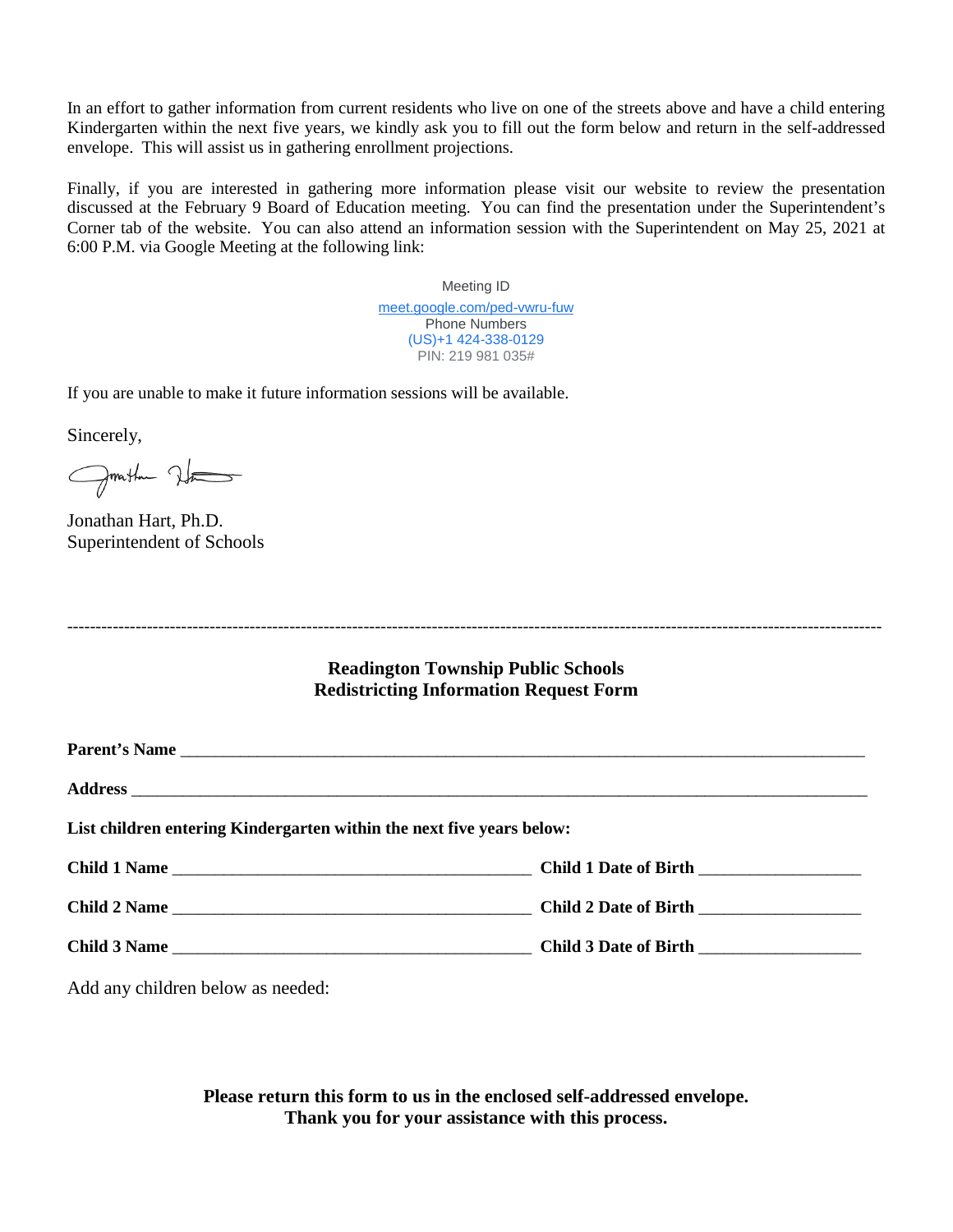In an effort to gather information from current residents who live on one of the streets above and have a child entering Kindergarten within the next five years, we kindly ask you to fill out the form below and return in the self-addressed envelope. This will assist us in gathering enrollment projections.

Finally, if you are interested in gathering more information please visit our website to review the presentation discussed at the February 9 Board of Education meeting. You can find the presentation under the Superintendent's Corner tab of the website. You can also attend an information session with the Superintendent on May 25, 2021 at 6:00 P.M. via Google Meeting at the following link:

Meeting ID
meet.google.com/ped-vwru-fuw
Phone Numbers
(US)+1 424-338-0129
PIN: 219 981 035#

If you are unable to make it future information sessions will be available.

Sincerely,

Jonathan Hart, Ph.D.
Superintendent of Schools

---

**Readington Township Public Schools**
**Redistricting Information Request Form**

**Parent's Name** ______________________________________________

**Address** ______________________________________________

**List children entering Kindergarten within the next five years below:**

**Child 1 Name** ______________________ **Child 1 Date of Birth** __________

**Child 2 Name** ______________________ **Child 2 Date of Birth** __________

**Child 3 Name** ______________________ **Child 3 Date of Birth** __________

Add any children below as needed:

**Please return this form to us in the enclosed self-addressed envelope.**
**Thank you for your assistance with this process.**